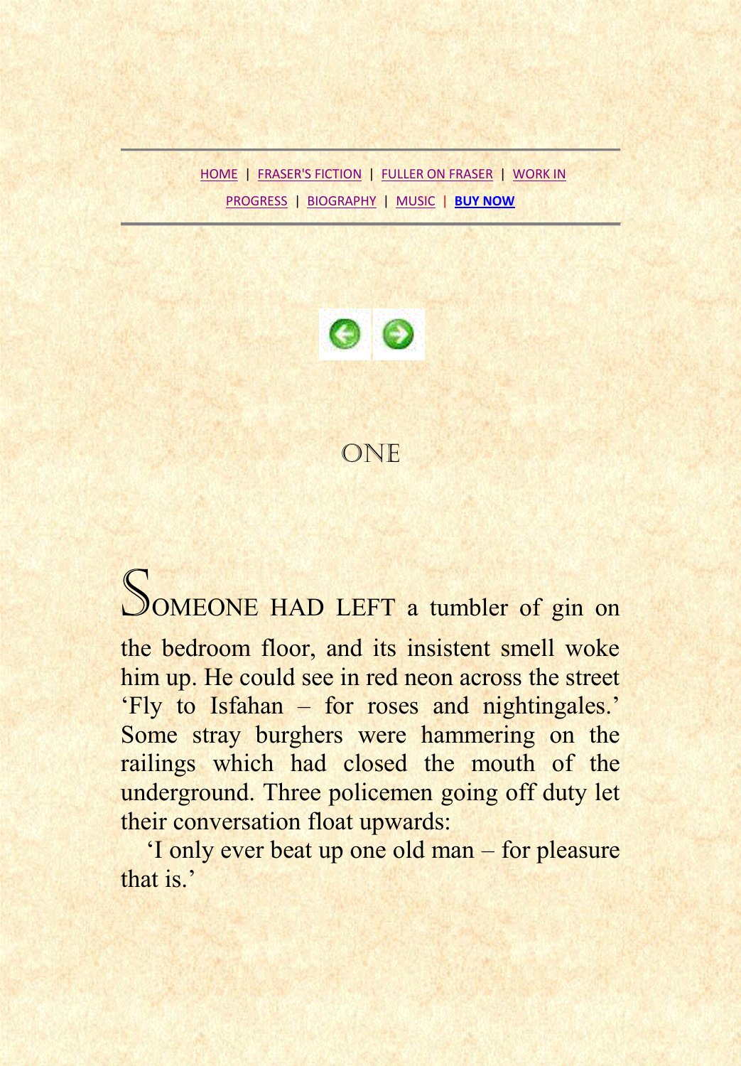HOME | FRASER'S FICTION | FULLER ON FRASER | WORK IN PROGRESS | BIOGRAPHY | MUSIC | **BUY NOW**

# ONE

SOMEONE HAD LEFT a tumbler of gin on the bedroom floor, and its insistent smell woke him up. He could see in red neon across the street 'Fly to Isfahan – for roses and nightingales.' Some stray burghers were hammering on the railings which had closed the mouth of the underground. Three policemen going off duty let their conversation float upwards:

'I only ever beat up one old man – for pleasure that is.'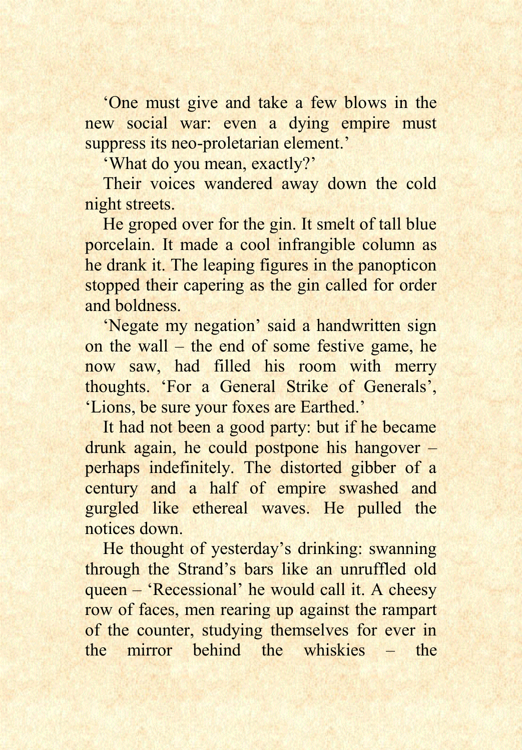‘One must give and take a few blows in the new social war: even a dying empire must suppress its neo-proletarian element.’

‘What do you mean, exactly?’

Their voices wandered away down the cold night streets.

He groped over for the gin. It smelt of tall blue porcelain. It made a cool infrangible column as he drank it. The leaping figures in the panopticon stopped their capering as the gin called for order and boldness.

‘Negate my negation’ said a handwritten sign on the wall – the end of some festive game, he now saw, had filled his room with merry thoughts. ‘For a General Strike of Generals’, ‘Lions, be sure your foxes are Earthed.’

It had not been a good party: but if he became drunk again, he could postpone his hangover – perhaps indefinitely. The distorted gibber of a century and a half of empire swashed and gurgled like ethereal waves. He pulled the notices down.

He thought of yesterday’s drinking: swanning through the Strand’s bars like an unruffled old queen – ‘Recessional’ he would call it. A cheesy row of faces, men rearing up against the rampart of the counter, studying themselves for ever in the mirror behind the whiskies – the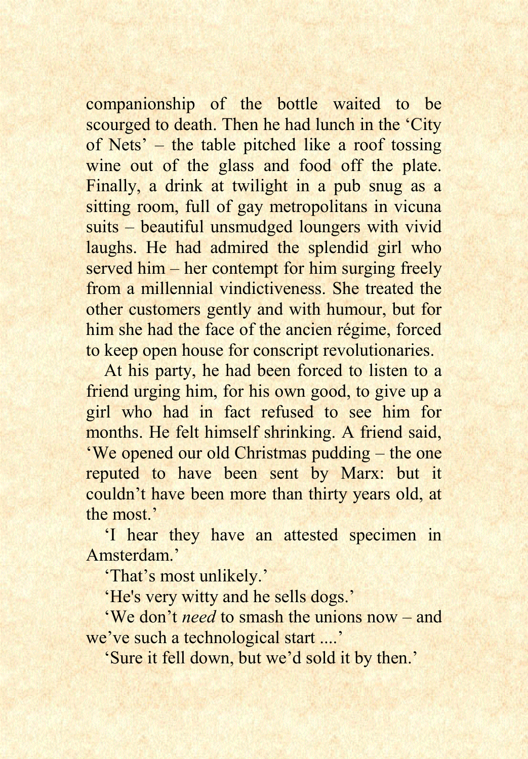companionship of the bottle waited to be scourged to death. Then he had lunch in the 'City of Nets' – the table pitched like a roof tossing wine out of the glass and food off the plate. Finally, a drink at twilight in a pub snug as a sitting room, full of gay metropolitans in vicuna suits – beautiful unsmudged loungers with vivid laughs. He had admired the splendid girl who served him – her contempt for him surging freely from a millennial vindictiveness. She treated the other customers gently and with humour, but for him she had the face of the ancien régime, forced to keep open house for conscript revolutionaries.

At his party, he had been forced to listen to a friend urging him, for his own good, to give up a girl who had in fact refused to see him for months. He felt himself shrinking. A friend said, 'We opened our old Christmas pudding – the one reputed to have been sent by Marx: but it couldn't have been more than thirty years old, at the most.'

'I hear they have an attested specimen in Amsterdam.'

'That's most unlikely.'

'He's very witty and he sells dogs.'

'We don't *need* to smash the unions now – and we've such a technological start ....'

'Sure it fell down, but we'd sold it by then.'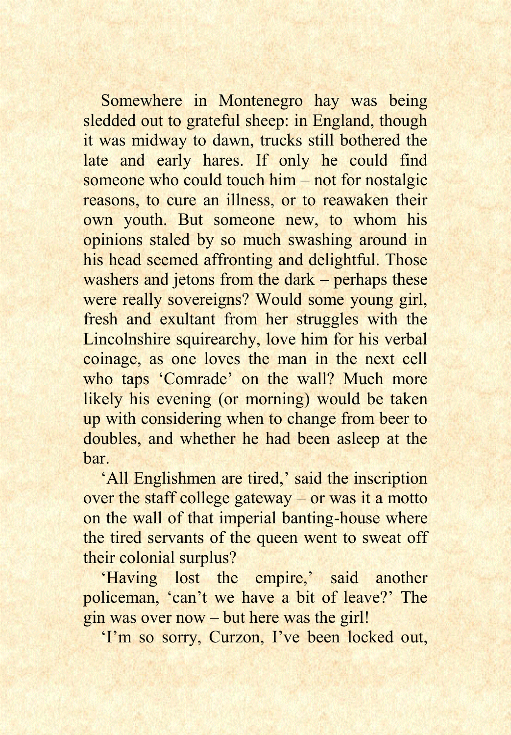Somewhere in Montenegro hay was being sledded out to grateful sheep: in England, though it was midway to dawn, trucks still bothered the late and early hares. If only he could find someone who could touch him – not for nostalgic reasons, to cure an illness, or to reawaken their own youth. But someone new, to whom his opinions staled by so much swashing around in his head seemed affronting and delightful. Those washers and jetons from the dark – perhaps these were really sovereigns? Would some young girl, fresh and exultant from her struggles with the Lincolnshire squirearchy, love him for his verbal coinage, as one loves the man in the next cell who taps 'Comrade' on the wall? Much more likely his evening (or morning) would be taken up with considering when to change from beer to doubles, and whether he had been asleep at the bar.

'All Englishmen are tired,' said the inscription over the staff college gateway – or was it a motto on the wall of that imperial banting-house where the tired servants of the queen went to sweat off their colonial surplus?

'Having lost the empire,' said another policeman, 'can't we have a bit of leave?' The gin was over now – but here was the girl!

'I'm so sorry, Curzon, I've been locked out,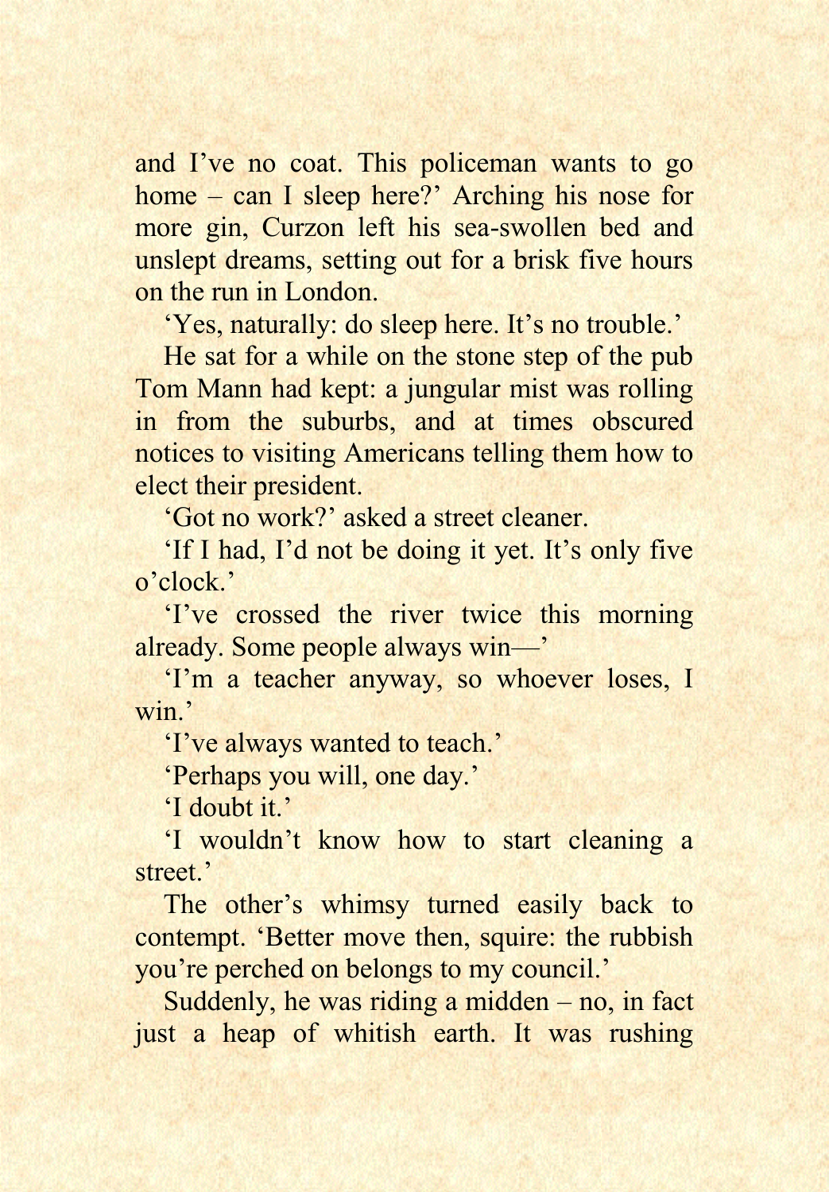and I've no coat. This policeman wants to go home – can I sleep here?' Arching his nose for more gin, Curzon left his sea-swollen bed and unslept dreams, setting out for a brisk five hours on the run in London.

'Yes, naturally: do sleep here. It's no trouble.'

He sat for a while on the stone step of the pub Tom Mann had kept: a jungular mist was rolling in from the suburbs, and at times obscured notices to visiting Americans telling them how to elect their president.

'Got no work?' asked a street cleaner.

'If I had, I'd not be doing it yet. It's only five o'clock.'

'I've crossed the river twice this morning already. Some people always win—'

'I'm a teacher anyway, so whoever loses, I win.'

'I've always wanted to teach.'

'Perhaps you will, one day.'

'I doubt it.'

'I wouldn't know how to start cleaning a street.'

The other's whimsy turned easily back to contempt. 'Better move then, squire: the rubbish you're perched on belongs to my council.'

Suddenly, he was riding a midden – no, in fact just a heap of whitish earth. It was rushing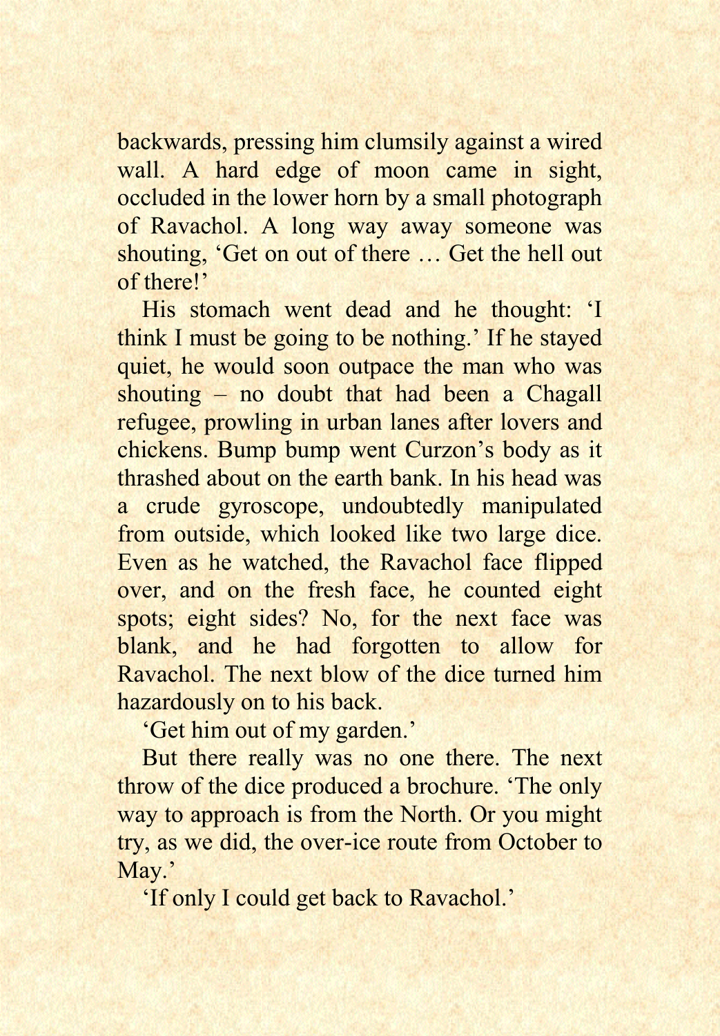backwards, pressing him clumsily against a wired wall. A hard edge of moon came in sight, occluded in the lower horn by a small photograph of Ravachol. A long way away someone was shouting, ‘Get on out of there … Get the hell out of there!’

His stomach went dead and he thought: ‘I think I must be going to be nothing.’ If he stayed quiet, he would soon outpace the man who was shouting – no doubt that had been a Chagall refugee, prowling in urban lanes after lovers and chickens. Bump bump went Curzon’s body as it thrashed about on the earth bank. In his head was a crude gyroscope, undoubtedly manipulated from outside, which looked like two large dice. Even as he watched, the Ravachol face flipped over, and on the fresh face, he counted eight spots; eight sides? No, for the next face was blank, and he had forgotten to allow for Ravachol. The next blow of the dice turned him hazardously on to his back.

‘Get him out of my garden.’

But there really was no one there. The next throw of the dice produced a brochure. ‘The only way to approach is from the North. Or you might try, as we did, the over-ice route from October to May.’

‘If only I could get back to Ravachol.’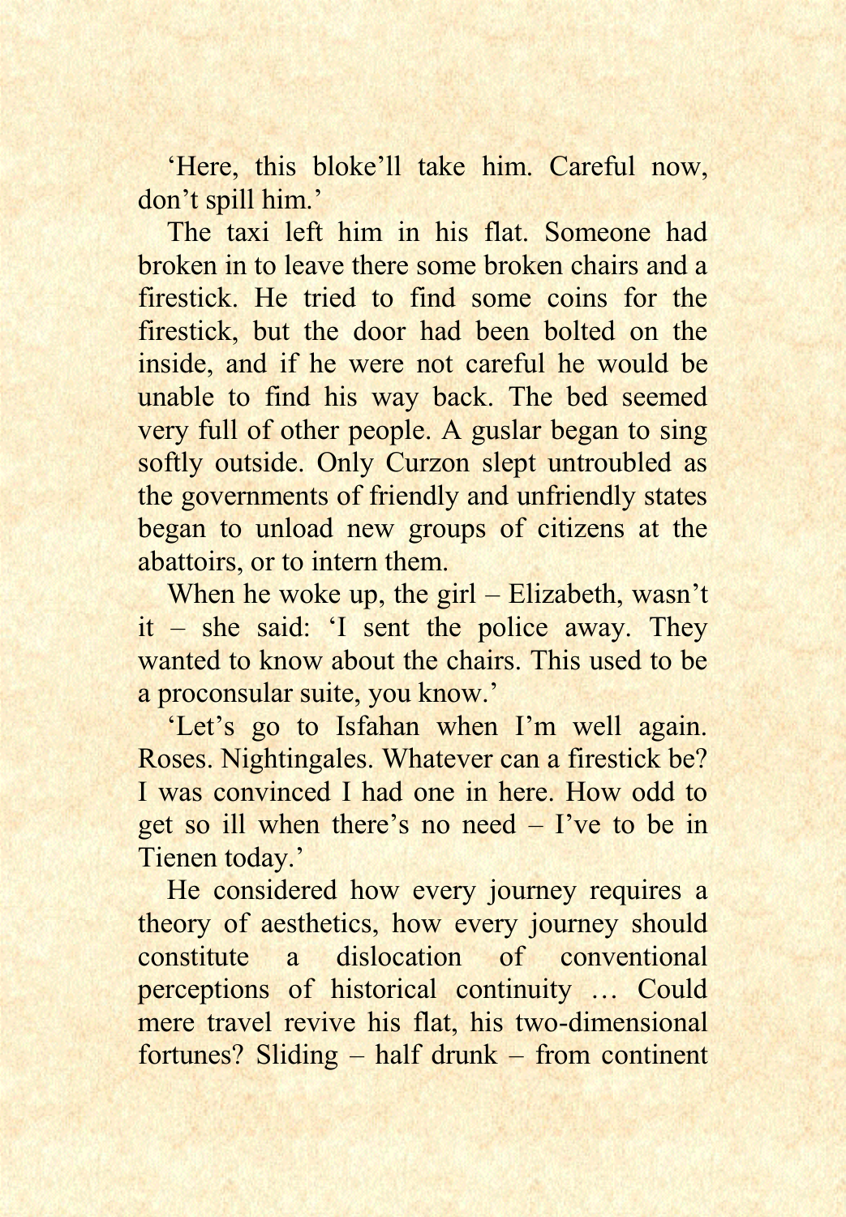'Here, this bloke'll take him. Careful now, don't spill him.'

The taxi left him in his flat. Someone had broken in to leave there some broken chairs and a firestick. He tried to find some coins for the firestick, but the door had been bolted on the inside, and if he were not careful he would be unable to find his way back. The bed seemed very full of other people. A guslar began to sing softly outside. Only Curzon slept untroubled as the governments of friendly and unfriendly states began to unload new groups of citizens at the abattoirs, or to intern them.

When he woke up, the girl – Elizabeth, wasn't it – she said: 'I sent the police away. They wanted to know about the chairs. This used to be a proconsular suite, you know.'

'Let's go to Isfahan when I'm well again. Roses. Nightingales. Whatever can a firestick be? I was convinced I had one in here. How odd to get so ill when there's no need – I've to be in Tienen today.'

He considered how every journey requires a theory of aesthetics, how every journey should constitute a dislocation of conventional perceptions of historical continuity … Could mere travel revive his flat, his two-dimensional fortunes? Sliding – half drunk – from continent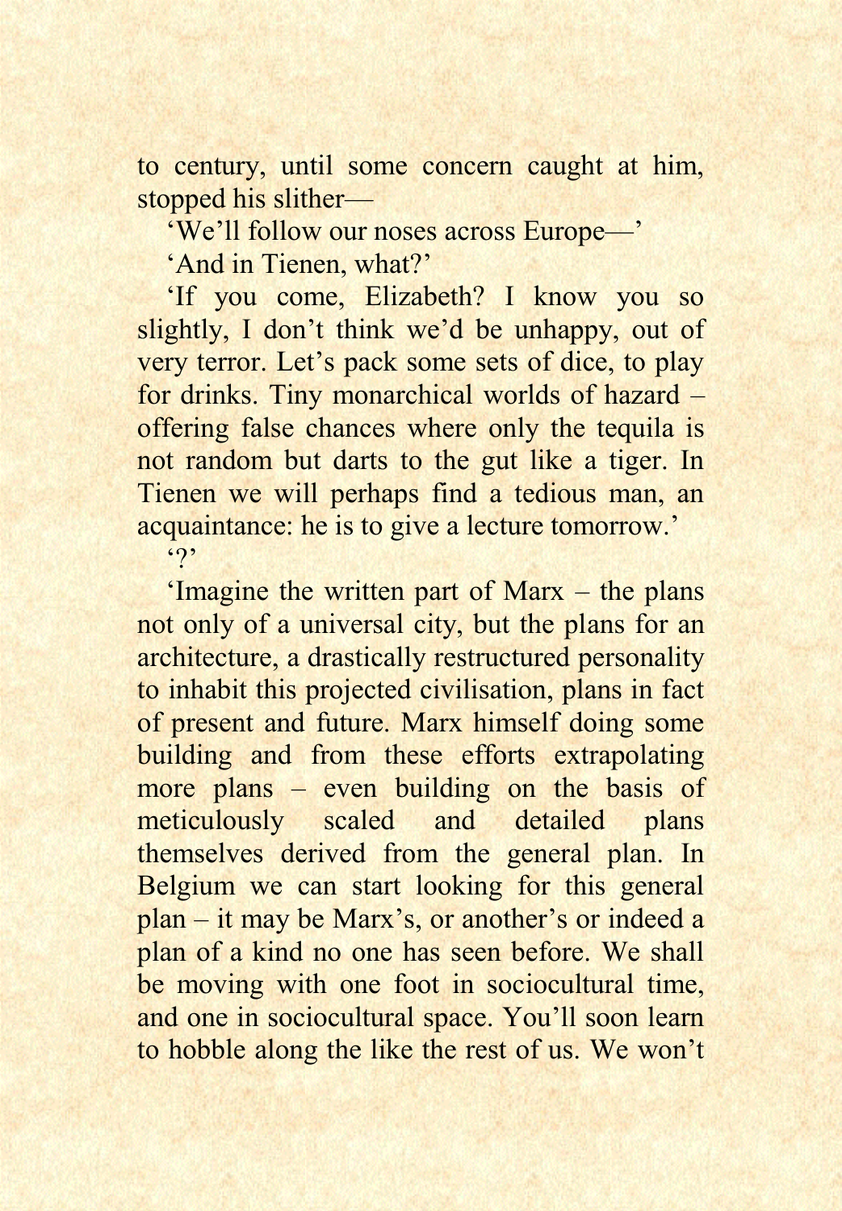to century, until some concern caught at him, stopped his slither—

'We'll follow our noses across Europe—'

'And in Tienen, what?'

'If you come, Elizabeth? I know you so slightly, I don't think we'd be unhappy, out of very terror. Let's pack some sets of dice, to play for drinks. Tiny monarchical worlds of hazard – offering false chances where only the tequila is not random but darts to the gut like a tiger. In Tienen we will perhaps find a tedious man, an acquaintance: he is to give a lecture tomorrow.'

'?'

'Imagine the written part of Marx – the plans not only of a universal city, but the plans for an architecture, a drastically restructured personality to inhabit this projected civilisation, plans in fact of present and future. Marx himself doing some building and from these efforts extrapolating more plans – even building on the basis of meticulously scaled and detailed plans themselves derived from the general plan. In Belgium we can start looking for this general plan – it may be Marx's, or another's or indeed a plan of a kind no one has seen before. We shall be moving with one foot in sociocultural time, and one in sociocultural space. You'll soon learn to hobble along the like the rest of us. We won't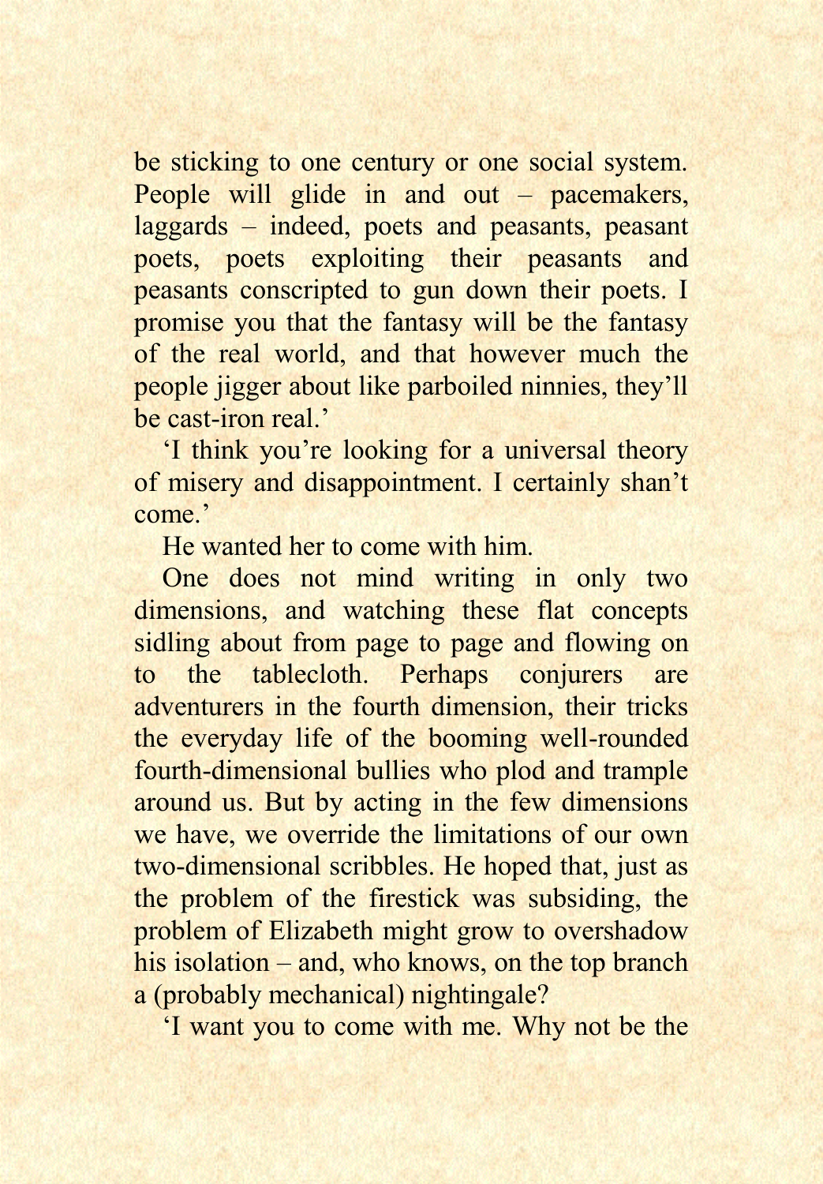be sticking to one century or one social system. People will glide in and out – pacemakers, laggards – indeed, poets and peasants, peasant poets, poets exploiting their peasants and peasants conscripted to gun down their poets. I promise you that the fantasy will be the fantasy of the real world, and that however much the people jigger about like parboiled ninnies, they'll be cast-iron real.'

'I think you're looking for a universal theory of misery and disappointment. I certainly shan't come.'

He wanted her to come with him.

One does not mind writing in only two dimensions, and watching these flat concepts sidling about from page to page and flowing on to the tablecloth. Perhaps conjurers are adventurers in the fourth dimension, their tricks the everyday life of the booming well-rounded fourth-dimensional bullies who plod and trample around us. But by acting in the few dimensions we have, we override the limitations of our own two-dimensional scribbles. He hoped that, just as the problem of the firestick was subsiding, the problem of Elizabeth might grow to overshadow his isolation – and, who knows, on the top branch a (probably mechanical) nightingale?

'I want you to come with me. Why not be the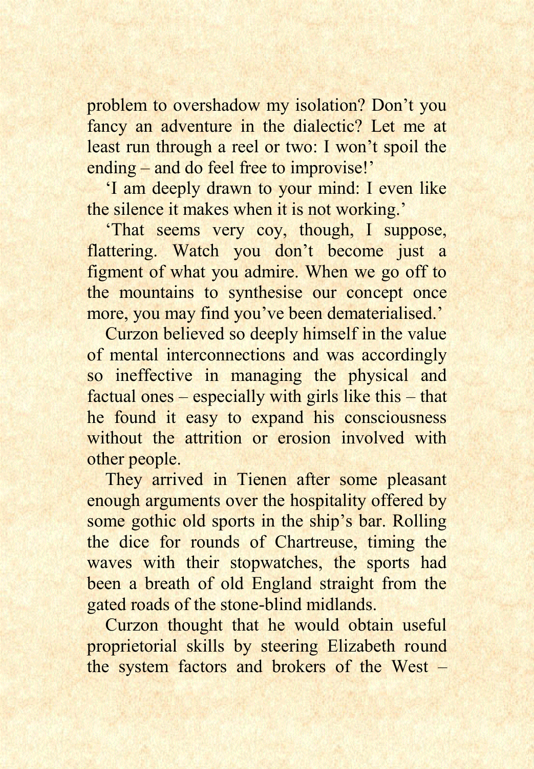problem to overshadow my isolation? Don't you fancy an adventure in the dialectic? Let me at least run through a reel or two: I won't spoil the ending – and do feel free to improvise!'

'I am deeply drawn to your mind: I even like the silence it makes when it is not working.'

'That seems very coy, though, I suppose, flattering. Watch you don't become just a figment of what you admire. When we go off to the mountains to synthesise our concept once more, you may find you've been dematerialised.'

Curzon believed so deeply himself in the value of mental interconnections and was accordingly so ineffective in managing the physical and factual ones – especially with girls like this – that he found it easy to expand his consciousness without the attrition or erosion involved with other people.

They arrived in Tienen after some pleasant enough arguments over the hospitality offered by some gothic old sports in the ship's bar. Rolling the dice for rounds of Chartreuse, timing the waves with their stopwatches, the sports had been a breath of old England straight from the gated roads of the stone-blind midlands.

Curzon thought that he would obtain useful proprietorial skills by steering Elizabeth round the system factors and brokers of the West –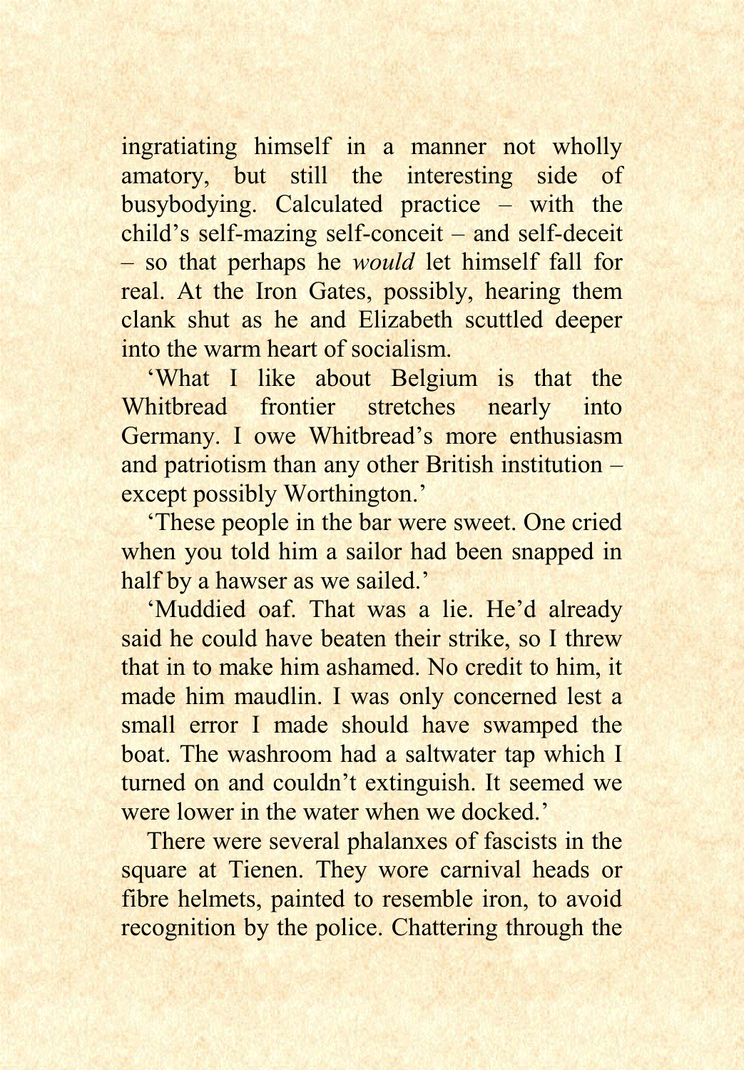ingratiating himself in a manner not wholly amatory, but still the interesting side of busybodying. Calculated practice – with the child's self-mazing self-conceit – and self-deceit – so that perhaps he *would* let himself fall for real. At the Iron Gates, possibly, hearing them clank shut as he and Elizabeth scuttled deeper into the warm heart of socialism.

'What I like about Belgium is that the Whitbread frontier stretches nearly into Germany. I owe Whitbread's more enthusiasm and patriotism than any other British institution – except possibly Worthington.'

'These people in the bar were sweet. One cried when you told him a sailor had been snapped in half by a hawser as we sailed.'

'Muddied oaf. That was a lie. He'd already said he could have beaten their strike, so I threw that in to make him ashamed. No credit to him, it made him maudlin. I was only concerned lest a small error I made should have swamped the boat. The washroom had a saltwater tap which I turned on and couldn't extinguish. It seemed we were lower in the water when we docked.'

There were several phalanxes of fascists in the square at Tienen. They wore carnival heads or fibre helmets, painted to resemble iron, to avoid recognition by the police. Chattering through the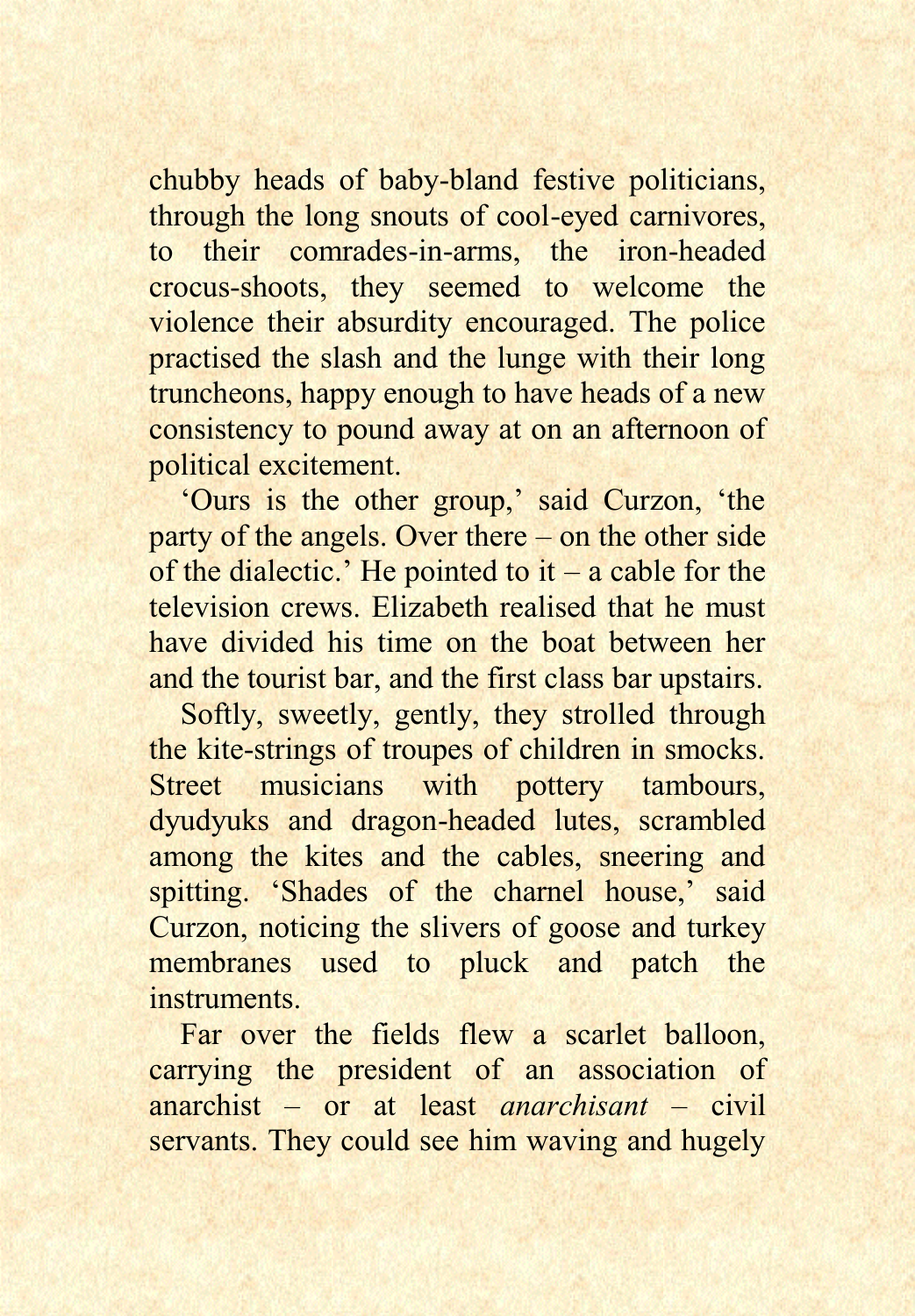chubby heads of baby-bland festive politicians, through the long snouts of cool-eyed carnivores, to their comrades-in-arms, the iron-headed crocus-shoots, they seemed to welcome the violence their absurdity encouraged. The police practised the slash and the lunge with their long truncheons, happy enough to have heads of a new consistency to pound away at on an afternoon of political excitement.

‘Ours is the other group,’ said Curzon, ‘the party of the angels. Over there – on the other side of the dialectic.’ He pointed to it – a cable for the television crews. Elizabeth realised that he must have divided his time on the boat between her and the tourist bar, and the first class bar upstairs.

Softly, sweetly, gently, they strolled through the kite-strings of troupes of children in smocks. Street musicians with pottery tambours, dyudyuks and dragon-headed lutes, scrambled among the kites and the cables, sneering and spitting. ‘Shades of the charnel house,’ said Curzon, noticing the slivers of goose and turkey membranes used to pluck and patch the instruments.

Far over the fields flew a scarlet balloon, carrying the president of an association of anarchist – or at least *anarchisant* – civil servants. They could see him waving and hugely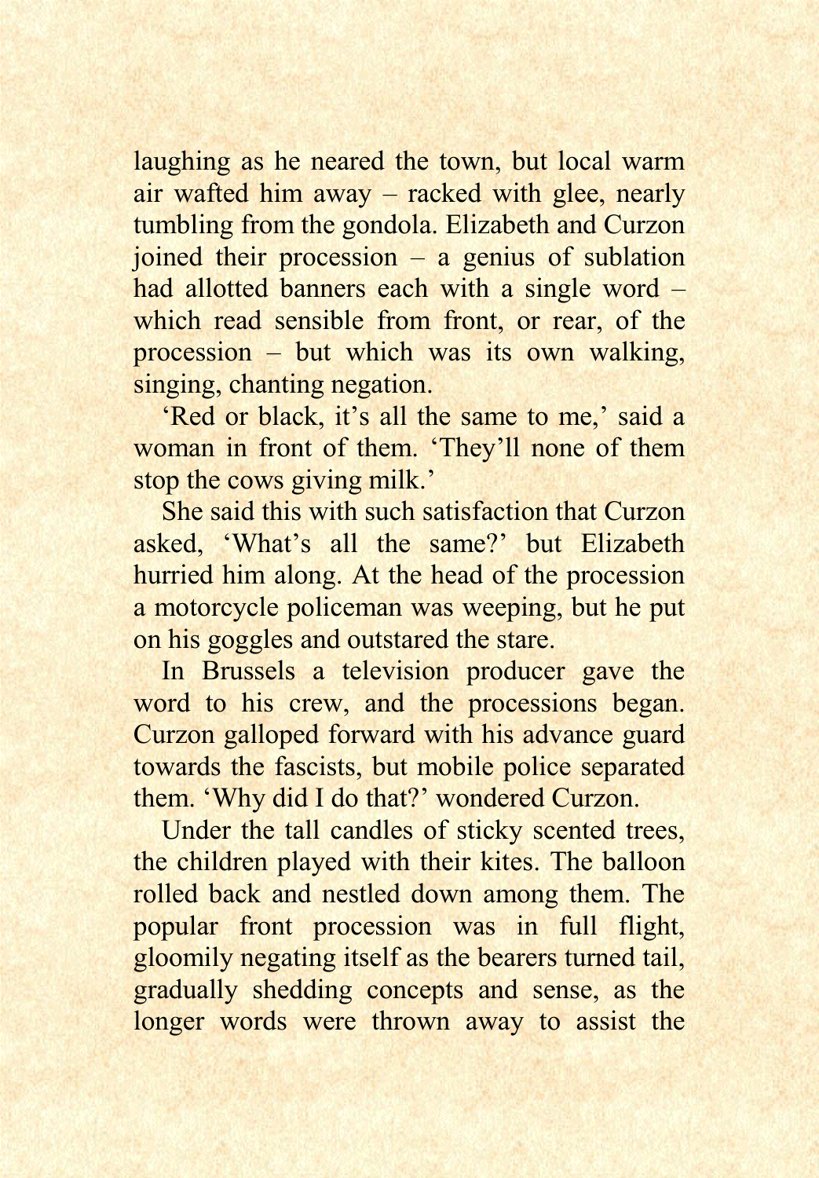laughing as he neared the town, but local warm air wafted him away – racked with glee, nearly tumbling from the gondola. Elizabeth and Curzon joined their procession – a genius of sublation had allotted banners each with a single word – which read sensible from front, or rear, of the procession – but which was its own walking, singing, chanting negation.

‘Red or black, it’s all the same to me,’ said a woman in front of them. ‘They’ll none of them stop the cows giving milk.’

She said this with such satisfaction that Curzon asked, ‘What’s all the same?’ but Elizabeth hurried him along. At the head of the procession a motorcycle policeman was weeping, but he put on his goggles and outstared the stare.

In Brussels a television producer gave the word to his crew, and the processions began. Curzon galloped forward with his advance guard towards the fascists, but mobile police separated them. ‘Why did I do that?’ wondered Curzon.

Under the tall candles of sticky scented trees, the children played with their kites. The balloon rolled back and nestled down among them. The popular front procession was in full flight, gloomily negating itself as the bearers turned tail, gradually shedding concepts and sense, as the longer words were thrown away to assist the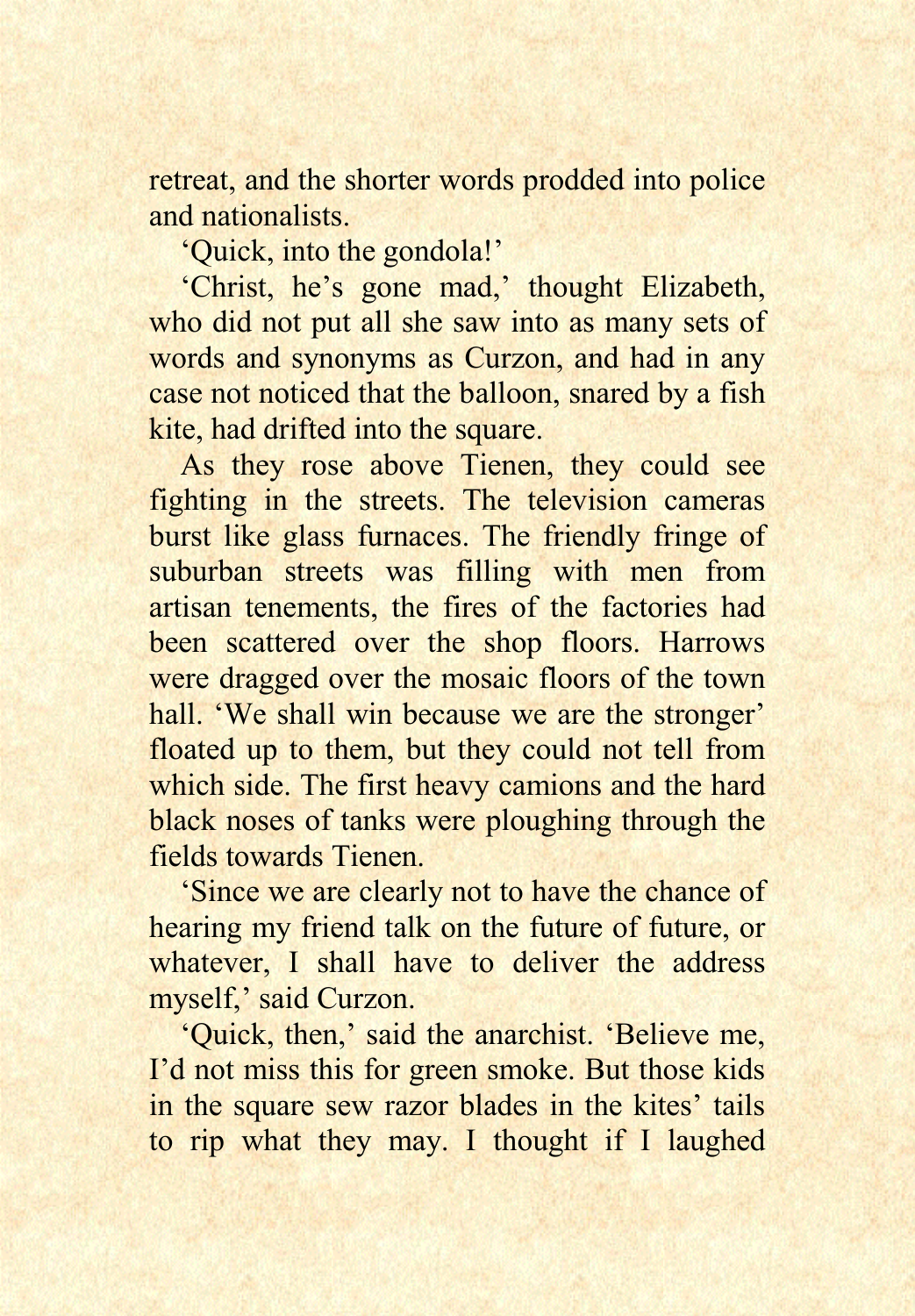retreat, and the shorter words prodded into police and nationalists.

‘Quick, into the gondola!’

‘Christ, he’s gone mad,’ thought Elizabeth, who did not put all she saw into as many sets of words and synonyms as Curzon, and had in any case not noticed that the balloon, snared by a fish kite, had drifted into the square.

As they rose above Tienen, they could see fighting in the streets. The television cameras burst like glass furnaces. The friendly fringe of suburban streets was filling with men from artisan tenements, the fires of the factories had been scattered over the shop floors. Harrows were dragged over the mosaic floors of the town hall. ‘We shall win because we are the stronger’ floated up to them, but they could not tell from which side. The first heavy camions and the hard black noses of tanks were ploughing through the fields towards Tienen.

‘Since we are clearly not to have the chance of hearing my friend talk on the future of future, or whatever, I shall have to deliver the address myself,’ said Curzon.

‘Quick, then,’ said the anarchist. ‘Believe me, I’d not miss this for green smoke. But those kids in the square sew razor blades in the kites’ tails to rip what they may. I thought if I laughed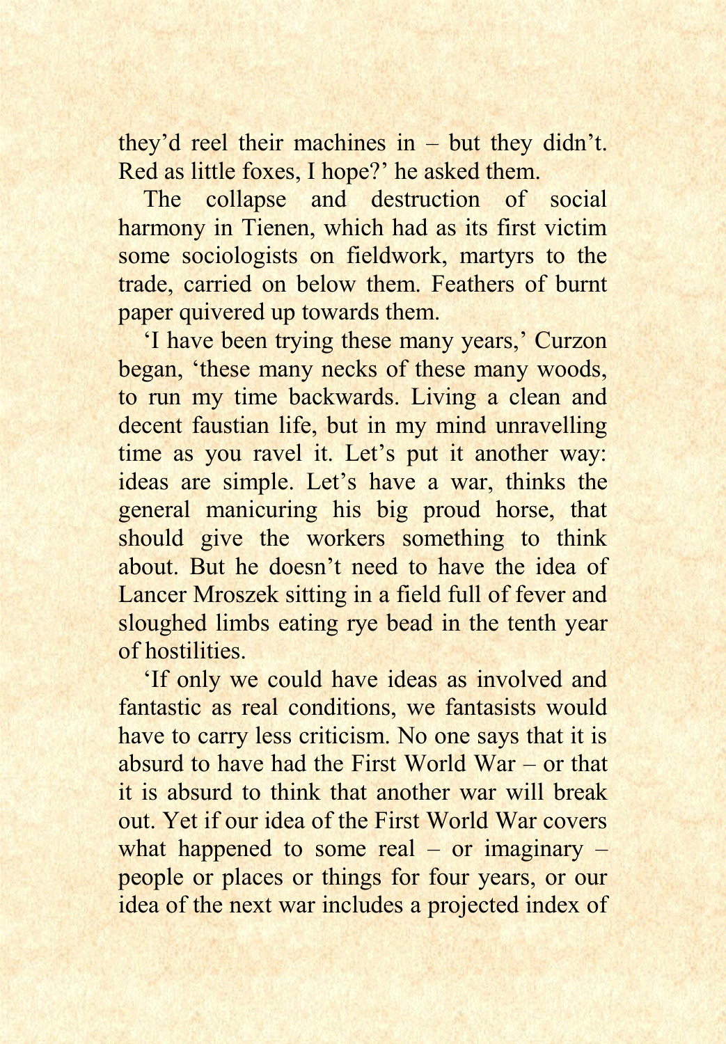they'd reel their machines in – but they didn't. Red as little foxes, I hope?' he asked them.

The collapse and destruction of social harmony in Tienen, which had as its first victim some sociologists on fieldwork, martyrs to the trade, carried on below them. Feathers of burnt paper quivered up towards them.

'I have been trying these many years,' Curzon began, 'these many necks of these many woods, to run my time backwards. Living a clean and decent faustian life, but in my mind unravelling time as you ravel it. Let's put it another way: ideas are simple. Let's have a war, thinks the general manicuring his big proud horse, that should give the workers something to think about. But he doesn't need to have the idea of Lancer Mroszek sitting in a field full of fever and sloughed limbs eating rye bead in the tenth year of hostilities.

'If only we could have ideas as involved and fantastic as real conditions, we fantasists would have to carry less criticism. No one says that it is absurd to have had the First World War – or that it is absurd to think that another war will break out. Yet if our idea of the First World War covers what happened to some real – or imaginary – people or places or things for four years, or our idea of the next war includes a projected index of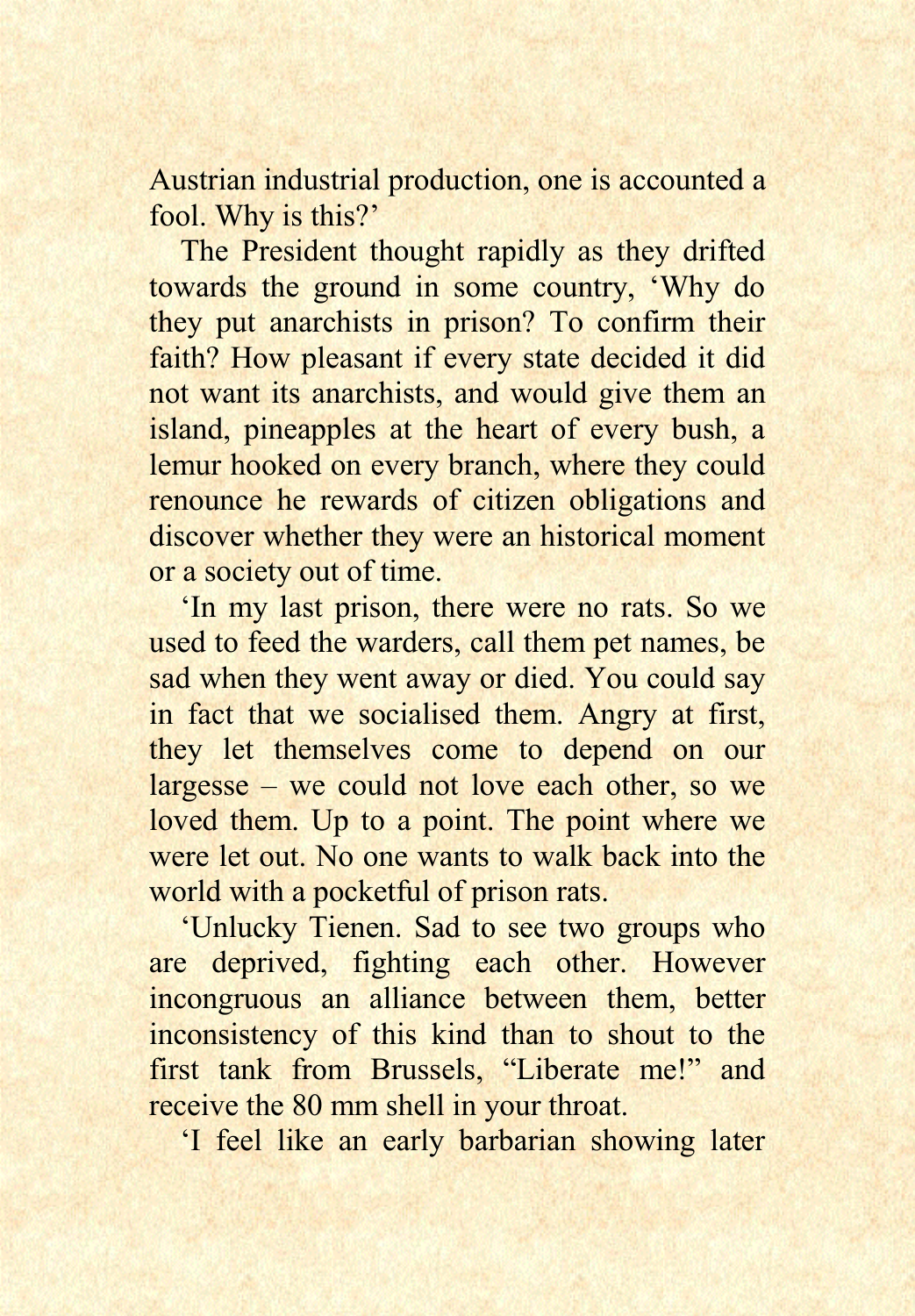Austrian industrial production, one is accounted a fool. Why is this?'

The President thought rapidly as they drifted towards the ground in some country, 'Why do they put anarchists in prison? To confirm their faith? How pleasant if every state decided it did not want its anarchists, and would give them an island, pineapples at the heart of every bush, a lemur hooked on every branch, where they could renounce he rewards of citizen obligations and discover whether they were an historical moment or a society out of time.

'In my last prison, there were no rats. So we used to feed the warders, call them pet names, be sad when they went away or died. You could say in fact that we socialised them. Angry at first, they let themselves come to depend on our largesse – we could not love each other, so we loved them. Up to a point. The point where we were let out. No one wants to walk back into the world with a pocketful of prison rats.

'Unlucky Tienen. Sad to see two groups who are deprived, fighting each other. However incongruous an alliance between them, better inconsistency of this kind than to shout to the first tank from Brussels, "Liberate me!" and receive the 80 mm shell in your throat.

'I feel like an early barbarian showing later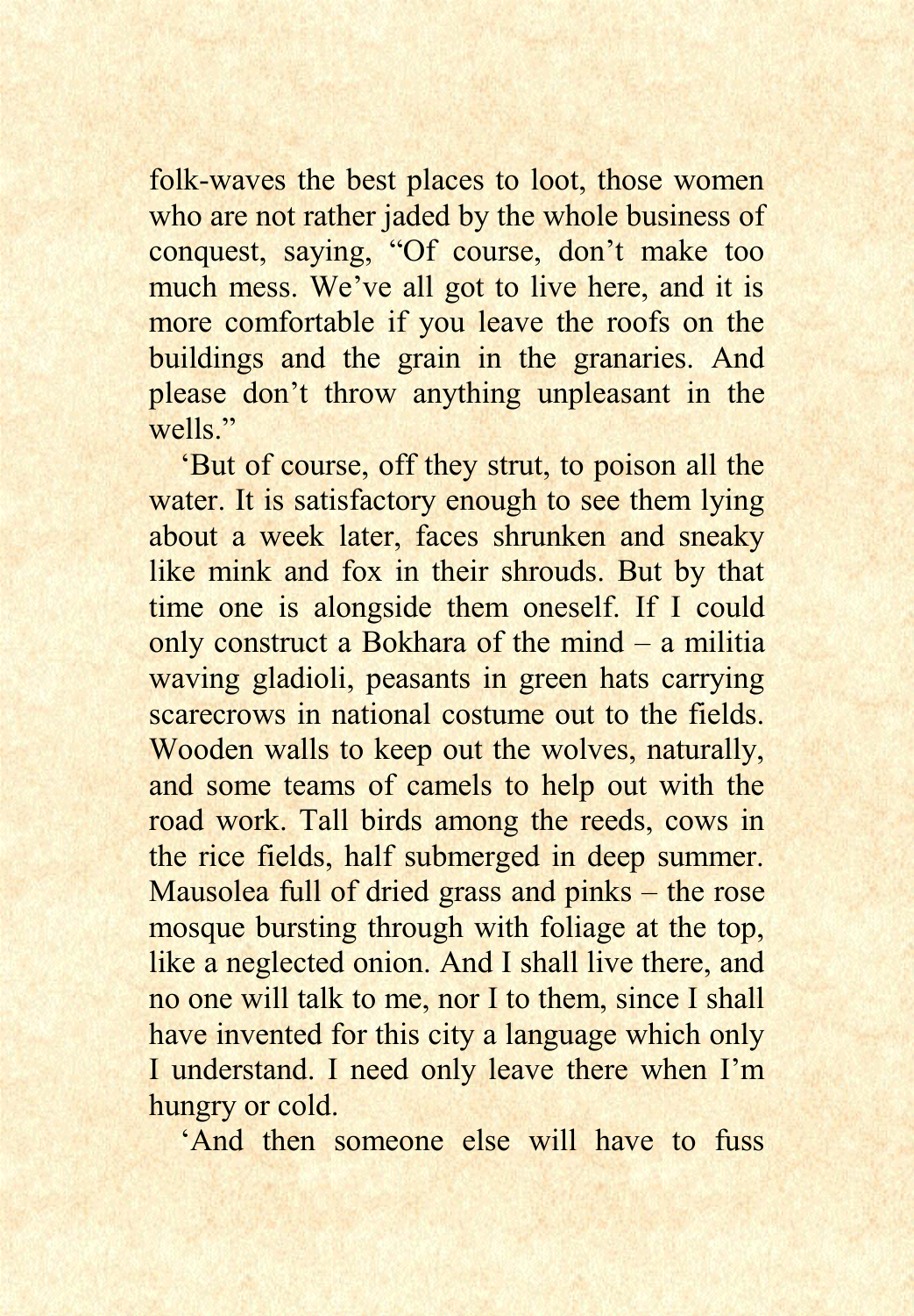folk-waves the best places to loot, those women who are not rather jaded by the whole business of conquest, saying, "Of course, don't make too much mess. We've all got to live here, and it is more comfortable if you leave the roofs on the buildings and the grain in the granaries. And please don't throw anything unpleasant in the wells."

'But of course, off they strut, to poison all the water. It is satisfactory enough to see them lying about a week later, faces shrunken and sneaky like mink and fox in their shrouds. But by that time one is alongside them oneself. If I could only construct a Bokhara of the mind – a militia waving gladioli, peasants in green hats carrying scarecrows in national costume out to the fields. Wooden walls to keep out the wolves, naturally, and some teams of camels to help out with the road work. Tall birds among the reeds, cows in the rice fields, half submerged in deep summer. Mausolea full of dried grass and pinks – the rose mosque bursting through with foliage at the top, like a neglected onion. And I shall live there, and no one will talk to me, nor I to them, since I shall have invented for this city a language which only I understand. I need only leave there when I'm hungry or cold.

'And then someone else will have to fuss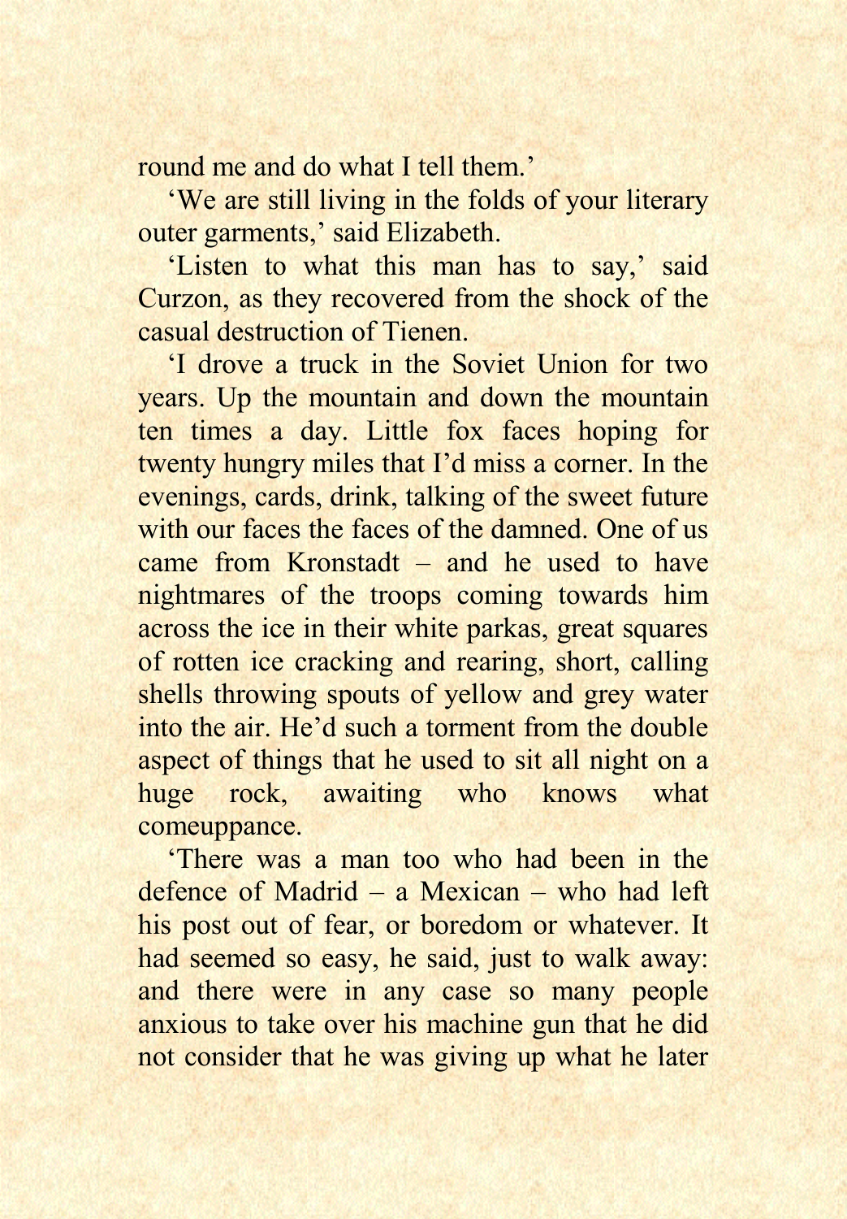round me and do what I tell them.'

'We are still living in the folds of your literary outer garments,' said Elizabeth.

'Listen to what this man has to say,' said Curzon, as they recovered from the shock of the casual destruction of Tienen.

'I drove a truck in the Soviet Union for two years. Up the mountain and down the mountain ten times a day. Little fox faces hoping for twenty hungry miles that I'd miss a corner. In the evenings, cards, drink, talking of the sweet future with our faces the faces of the damned. One of us came from Kronstadt – and he used to have nightmares of the troops coming towards him across the ice in their white parkas, great squares of rotten ice cracking and rearing, short, calling shells throwing spouts of yellow and grey water into the air. He'd such a torment from the double aspect of things that he used to sit all night on a huge rock, awaiting who knows what comeuppance.

'There was a man too who had been in the defence of Madrid – a Mexican – who had left his post out of fear, or boredom or whatever. It had seemed so easy, he said, just to walk away: and there were in any case so many people anxious to take over his machine gun that he did not consider that he was giving up what he later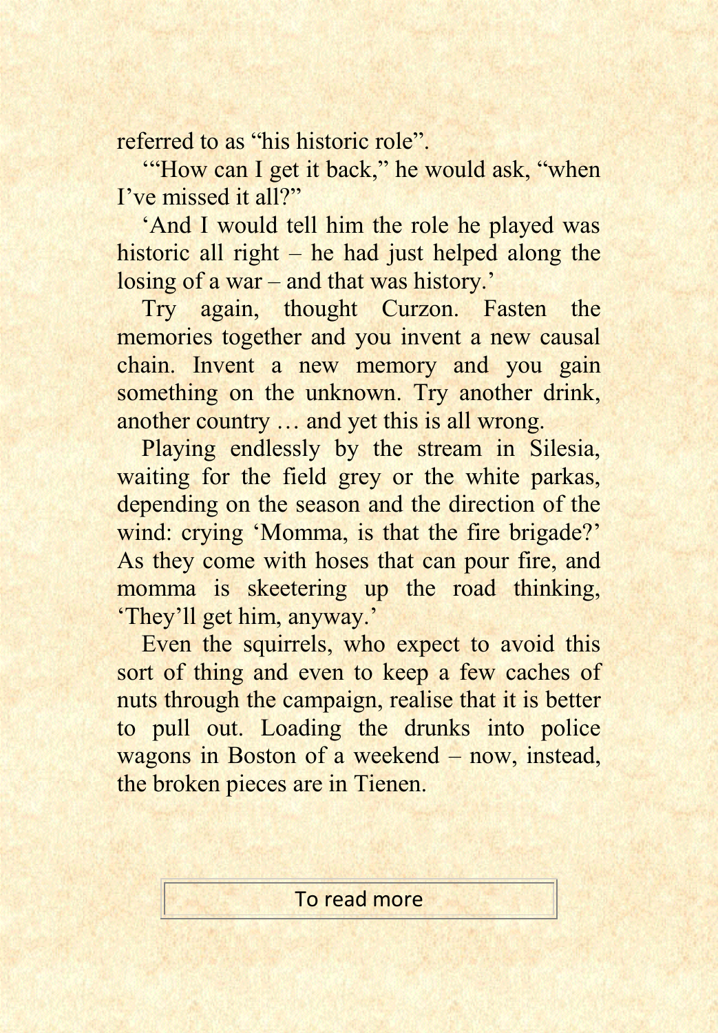referred to as “his historic role”.

‘“How can I get it back,” he would ask, “when I’ve missed it all?”

‘And I would tell him the role he played was historic all right – he had just helped along the losing of a war – and that was history.’

Try again, thought Curzon. Fasten the memories together and you invent a new causal chain. Invent a new memory and you gain something on the unknown. Try another drink, another country … and yet this is all wrong.

Playing endlessly by the stream in Silesia, waiting for the field grey or the white parkas, depending on the season and the direction of the wind: crying ‘Momma, is that the fire brigade?’ As they come with hoses that can pour fire, and momma is skeetering up the road thinking, ‘They’ll get him, anyway.’

Even the squirrels, who expect to avoid this sort of thing and even to keep a few caches of nuts through the campaign, realise that it is better to pull out. Loading the drunks into police wagons in Boston of a weekend – now, instead, the broken pieces are in Tienen.

To read more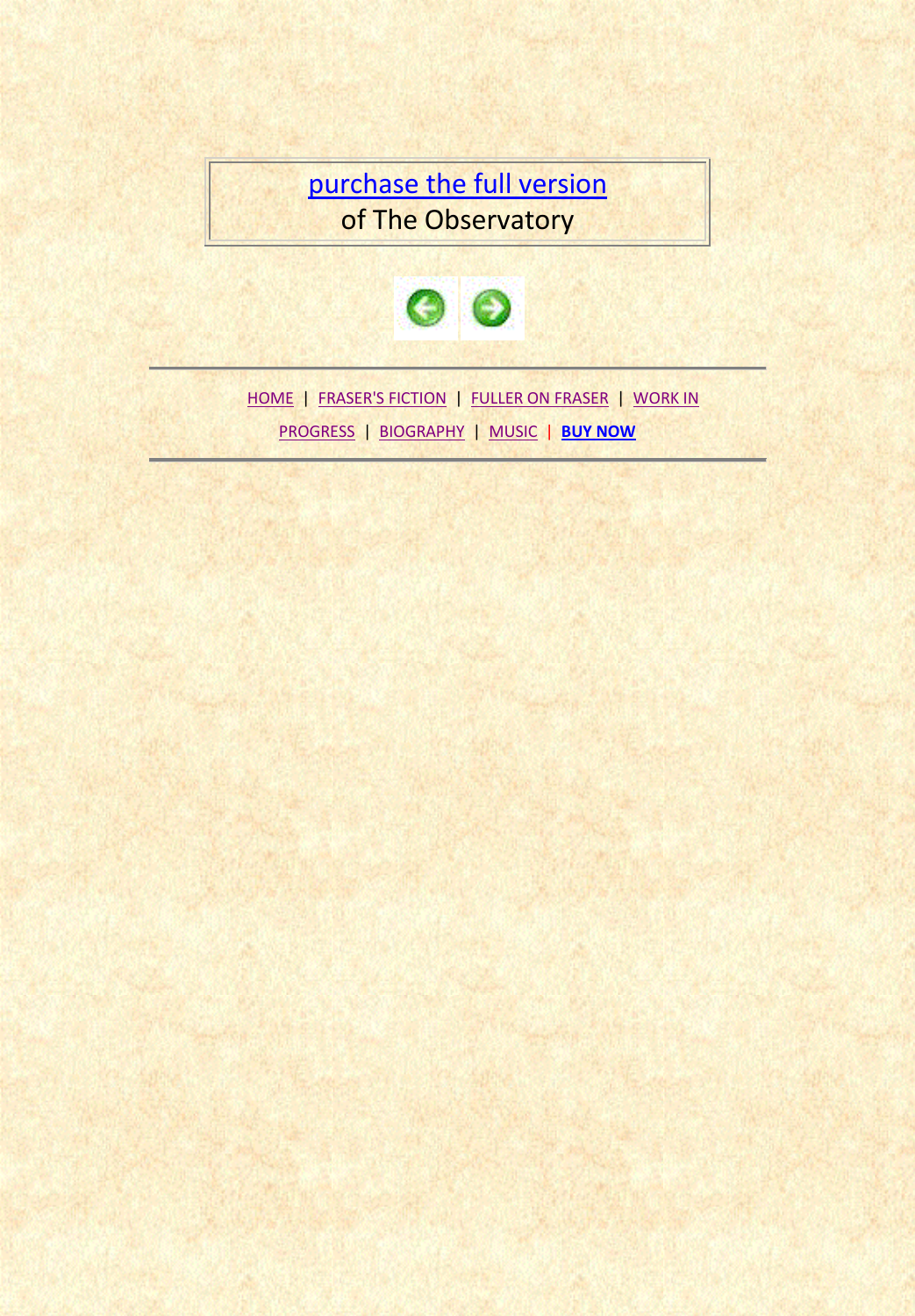purchase the full version
of The Observatory

---

HOME | FRASER'S FICTION | FULLER ON FRASER | WORK IN PROGRESS | BIOGRAPHY | MUSIC | **BUY NOW**

---